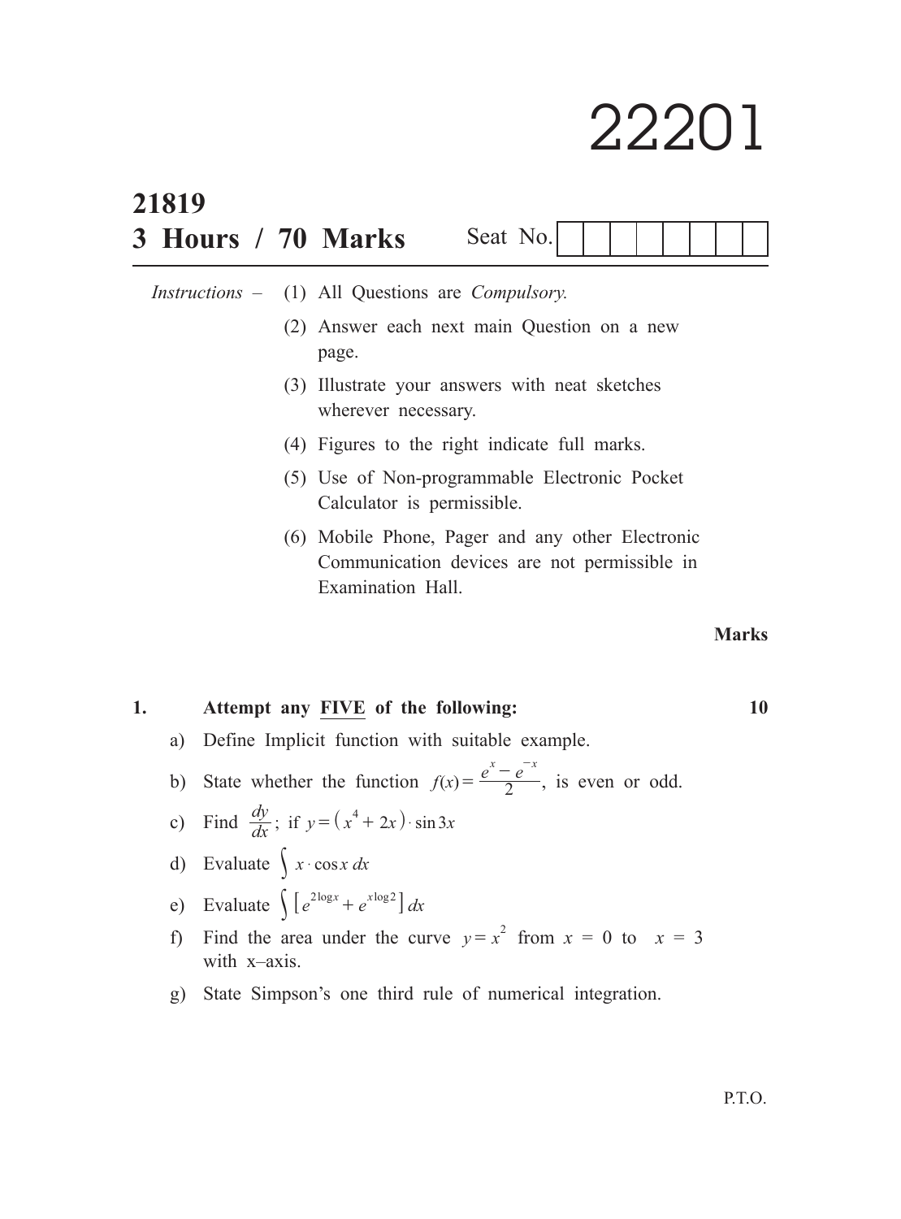# 22201

**21819**

**3 Hours / 70 Marks**

Seat No. | | | | | | | | |

*Instructions* – (1) All Questions are *Compulsory.*

(2) Answer each next main Question on a new page.

(3) Illustrate your answers with neat sketches wherever necessary.

(4) Figures to the right indicate full marks.

(5) Use of Non-programmable Electronic Pocket Calculator is permissible.

(6) Mobile Phone, Pager and any other Electronic Communication devices are not permissible in Examination Hall.

**Marks**

**1. Attempt any <u>FIVE</u> of the following: 10**

a) Define Implicit function with suitable example.

b) State whether the function $f(x) = \frac{e^x - e^{-x}}{2}$, is even or odd.

c) Find $\frac{dy}{dx}$; if $y = (x^4 + 2x) \cdot \sin 3x$

d) Evaluate $\int x \cdot \cos x \, dx$

e) Evaluate $\int \left[ e^{2\log x} + e^{x\log 2} \right] dx$

f) Find the area under the curve $y = x^2$ from $x = 0$ to $x = 3$ with x–axis.

g) State Simpson's one third rule of numerical integration.

P.T.O.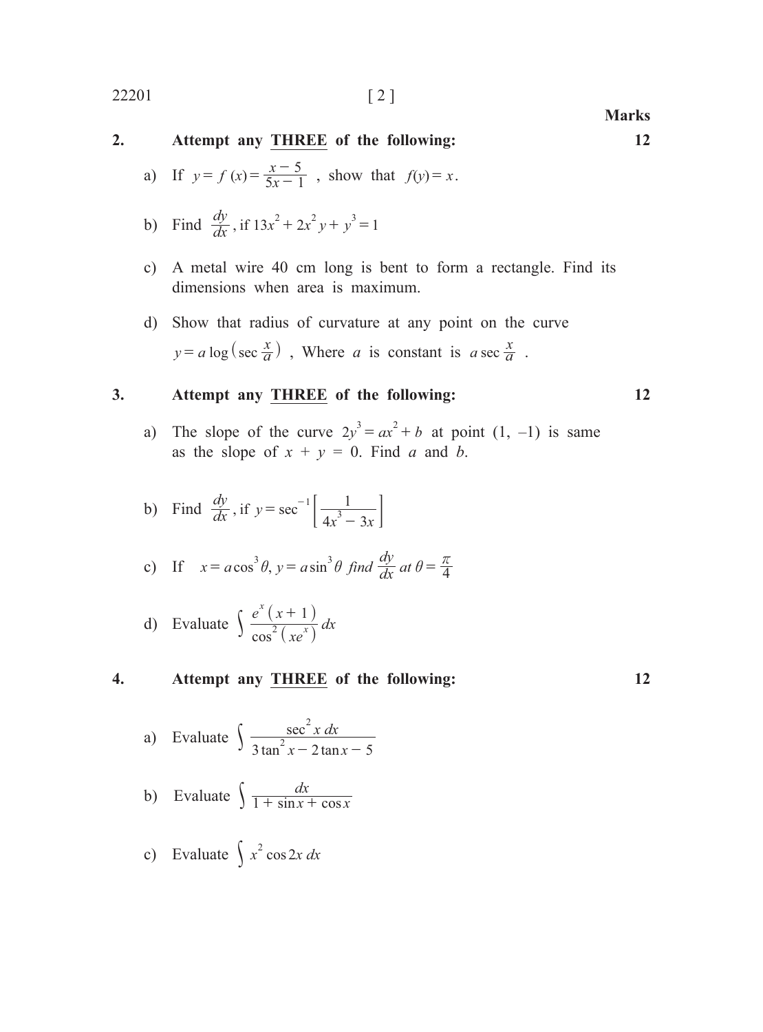**Marks**

**2. Attempt any THREE of the following: 12**

a) If $y = f(x) = \frac{x-5}{5x-1}$ , show that $f(y) = x$.

b) Find $\frac{dy}{dx}$, if $13x^2 + 2x^2 y + y^3 = 1$

c) A metal wire 40 cm long is bent to form a rectangle. Find its dimensions when area is maximum.

d) Show that radius of curvature at any point on the curve $y = a \log\left(\sec \frac{x}{a}\right)$ , Where $a$ is constant is $a \sec \frac{x}{a}$ .

**3. Attempt any THREE of the following: 12**

a) The slope of the curve $2y^3 = ax^2 + b$ at point (1, –1) is same as the slope of $x + y = 0$. Find $a$ and $b$.

b) Find $\frac{dy}{dx}$, if $y = \sec^{-1}\left[\frac{1}{4x^3 - 3x}\right]$

c) If $x = a\cos^3\theta, y = a\sin^3\theta$ *find* $\frac{dy}{dx}$ *at* $\theta = \frac{\pi}{4}$

d) Evaluate $\int \frac{e^x(x+1)}{\cos^2(xe^x)} dx$

**4. Attempt any THREE of the following: 12**

a) Evaluate $\int \frac{\sec^2 x \, dx}{3\tan^2 x - 2\tan x - 5}$

b) Evaluate $\int \frac{dx}{1 + \sin x + \cos x}$

c) Evaluate $\int x^2 \cos 2x \, dx$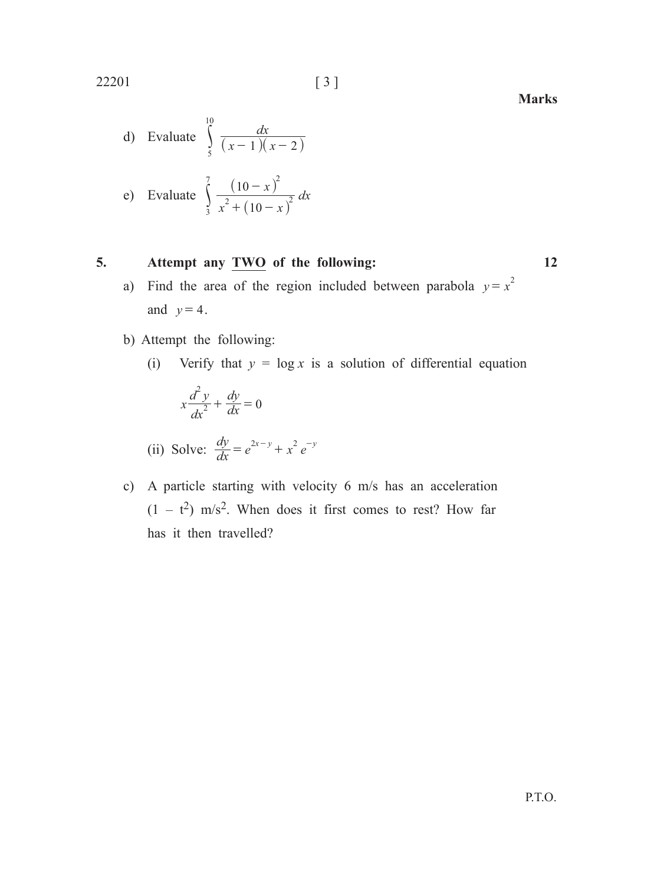**Marks**

d) Evaluate $\int_{5}^{10} \frac{dx}{(x-1)(x-2)}$

e) Evaluate $\int_{3}^{7} \frac{(10-x)^2}{x^2+(10-x)^2}\, dx$

**5. Attempt any TWO of the following:** **12**

a) Find the area of the region included between parabola $y = x^2$ and $y = 4$.

b) Attempt the following:

(i) Verify that $y = \log x$ is a solution of differential equation

$$x\frac{d^2 y}{dx^2} + \frac{dy}{dx} = 0$$

(ii) Solve: $\frac{dy}{dx} = e^{2x-y} + x^2 e^{-y}$

c) A particle starting with velocity 6 m/s has an acceleration $(1 - t^2)$ m/s$^2$. When does it first comes to rest? How far has it then travelled?

P.T.O.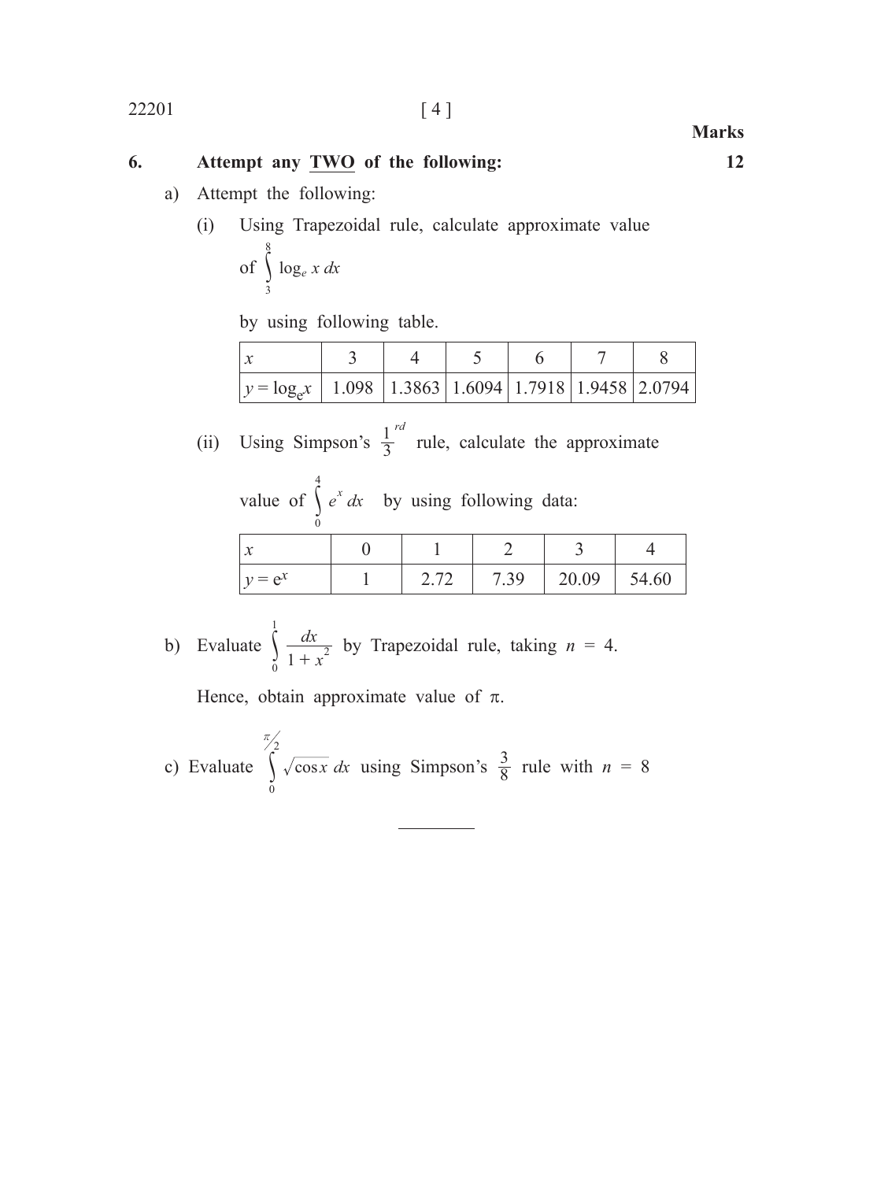Marks

**6. Attempt any TWO of the following:** **12**

a) Attempt the following:

(i) Using Trapezoidal rule, calculate approximate value of $\int_{3}^{8} \log_e x \, dx$

by using following table.

| $x$ | 3 | 4 | 5 | 6 | 7 | 8 |
|---|---|---|---|---|---|---|
| $y = \log_e x$ | 1.098 | 1.3863 | 1.6094 | 1.7918 | 1.9458 | 2.0794 |

(ii) Using Simpson's $\frac{1}{3}^{rd}$ rule, calculate the approximate value of $\int_{0}^{4} e^x \, dx$ by using following data:

| $x$ | 0 | 1 | 2 | 3 | 4 |
|---|---|---|---|---|---|
| $y = e^x$ | 1 | 2.72 | 7.39 | 20.09 | 54.60 |

b) Evaluate $\int_{0}^{1} \frac{dx}{1 + x^2}$ by Trapezoidal rule, taking $n = 4$.

Hence, obtain approximate value of $\pi$.

c) Evaluate $\int_{0}^{\pi/2} \sqrt{\cos x} \, dx$ using Simpson's $\frac{3}{8}$ rule with $n = 8$